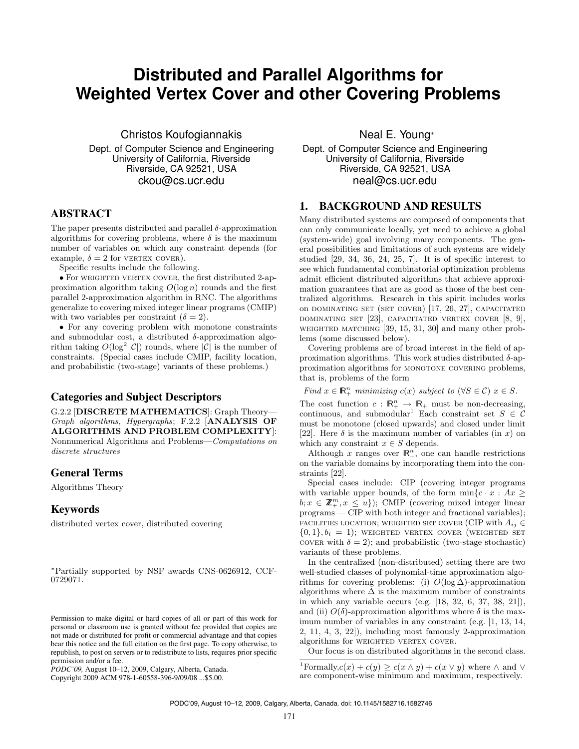# Distributed and Parallel Algorithms for Weighted Vertex Cover and other Covering Problems

Christos Koufogiannakis
Dept. of Computer Science and Engineering
University of California, Riverside
Riverside, CA 92521, USA
ckou@cs.ucr.edu

Neal E. Young*
Dept. of Computer Science and Engineering
University of California, Riverside
Riverside, CA 92521, USA
neal@cs.ucr.edu

## ABSTRACT

The paper presents distributed and parallel $\delta$-approximation algorithms for covering problems, where $\delta$ is the maximum number of variables on which any constraint depends (for example, $\delta = 2$ for VERTEX COVER).

Specific results include the following.

• For WEIGHTED VERTEX COVER, the first distributed 2-approximation algorithm taking $O(\log n)$ rounds and the first parallel 2-approximation algorithm in RNC. The algorithms generalize to covering mixed integer linear programs (CMIP) with two variables per constraint ($\delta = 2$).

• For any covering problem with monotone constraints and submodular cost, a distributed $\delta$-approximation algorithm taking $O(\log^2 |\mathcal{C}|)$ rounds, where $|\mathcal{C}|$ is the number of constraints. (Special cases include CMIP, facility location, and probabilistic (two-stage) variants of these problems.)

## Categories and Subject Descriptors

G.2.2 [**DISCRETE MATHEMATICS**]: Graph Theory—*Graph algorithms, Hypergraphs*; F.2.2 [**ANALYSIS OF ALGORITHMS AND PROBLEM COMPLEXITY**]: Nonnumerical Algorithms and Problems—*Computations on discrete structures*

## General Terms

Algorithms Theory

## Keywords

distributed vertex cover, distributed covering

*Partially supported by NSF awards CNS-0626912, CCF-0729071.

Permission to make digital or hard copies of all or part of this work for personal or classroom use is granted without fee provided that copies are not made or distributed for profit or commercial advantage and that copies bear this notice and the full citation on the first page. To copy otherwise, to republish, to post on servers or to redistribute to lists, requires prior specific permission and/or a fee.
*PODC'09,* August 10–12, 2009, Calgary, Alberta, Canada.
Copyright 2009 ACM 978-1-60558-396-9/09/08 ...$5.00.

## 1. BACKGROUND AND RESULTS

Many distributed systems are composed of components that can only communicate locally, yet need to achieve a global (system-wide) goal involving many components. The general possibilities and limitations of such systems are widely studied [29, 34, 36, 24, 25, 7]. It is of specific interest to see which fundamental combinatorial optimization problems admit efficient distributed algorithms that achieve approximation guarantees that are as good as those of the best centralized algorithms. Research in this spirit includes works on DOMINATING SET (SET COVER) [17, 26, 27], CAPACITATED DOMINATING SET [23], CAPACITATED VERTEX COVER [8, 9], WEIGHTED MATCHING [39, 15, 31, 30] and many other problems (some discussed below).

Covering problems are of broad interest in the field of approximation algorithms. This work studies distributed $\delta$-approximation algorithms for MONOTONE COVERING problems, that is, problems of the form

*Find* $x \in \mathbb{R}^n_+$ *minimizing* $c(x)$ *subject to* $(\forall S \in \mathcal{C})$ $x \in S$.

The cost function $c : \mathbb{R}^n_+ \rightarrow \mathbb{R}_+$ must be non-decreasing, continuous, and submodular[1] Each constraint set $S \in \mathcal{C}$ must be monotone (closed upwards) and closed under limit [22]. Here $\delta$ is the maximum number of variables (in $x$) on which any constraint $x \in S$ depends.

Although $x$ ranges over $\mathbb{R}^n_+$, one can handle restrictions on the variable domains by incorporating them into the constraints [22].

Special cases include: CIP (covering integer programs with variable upper bounds, of the form $\min\{c \cdot x : Ax \geq b; x \in \mathbb{Z}^m_+, x \leq u\}$); CMIP (covering mixed integer linear programs — CIP with both integer and fractional variables); FACILITIES LOCATION; WEIGHTED SET COVER (CIP with $A_{ij} \in \{0, 1\}, b_i = 1$); WEIGHTED VERTEX COVER (WEIGHTED SET COVER with $\delta = 2$); and probabilistic (two-stage stochastic) variants of these problems.

In the centralized (non-distributed) setting there are two well-studied classes of polynomial-time approximation algorithms for covering problems: (i) $O(\log \Delta)$-approximation algorithms where $\Delta$ is the maximum number of constraints in which any variable occurs (e.g. [18, 32, 6, 37, 38, 21]), and (ii) $O(\delta)$-approximation algorithms where $\delta$ is the maximum number of variables in any constraint (e.g. [1, 13, 14, 2, 11, 4, 3, 22]), including most famously 2-approximation algorithms for WEIGHTED VERTEX COVER.

Our focus is on distributed algorithms in the second class.

[1] Formally, $c(x) + c(y) \geq c(x \wedge y) + c(x \vee y)$ where $\wedge$ and $\vee$ are component-wise minimum and maximum, respectively.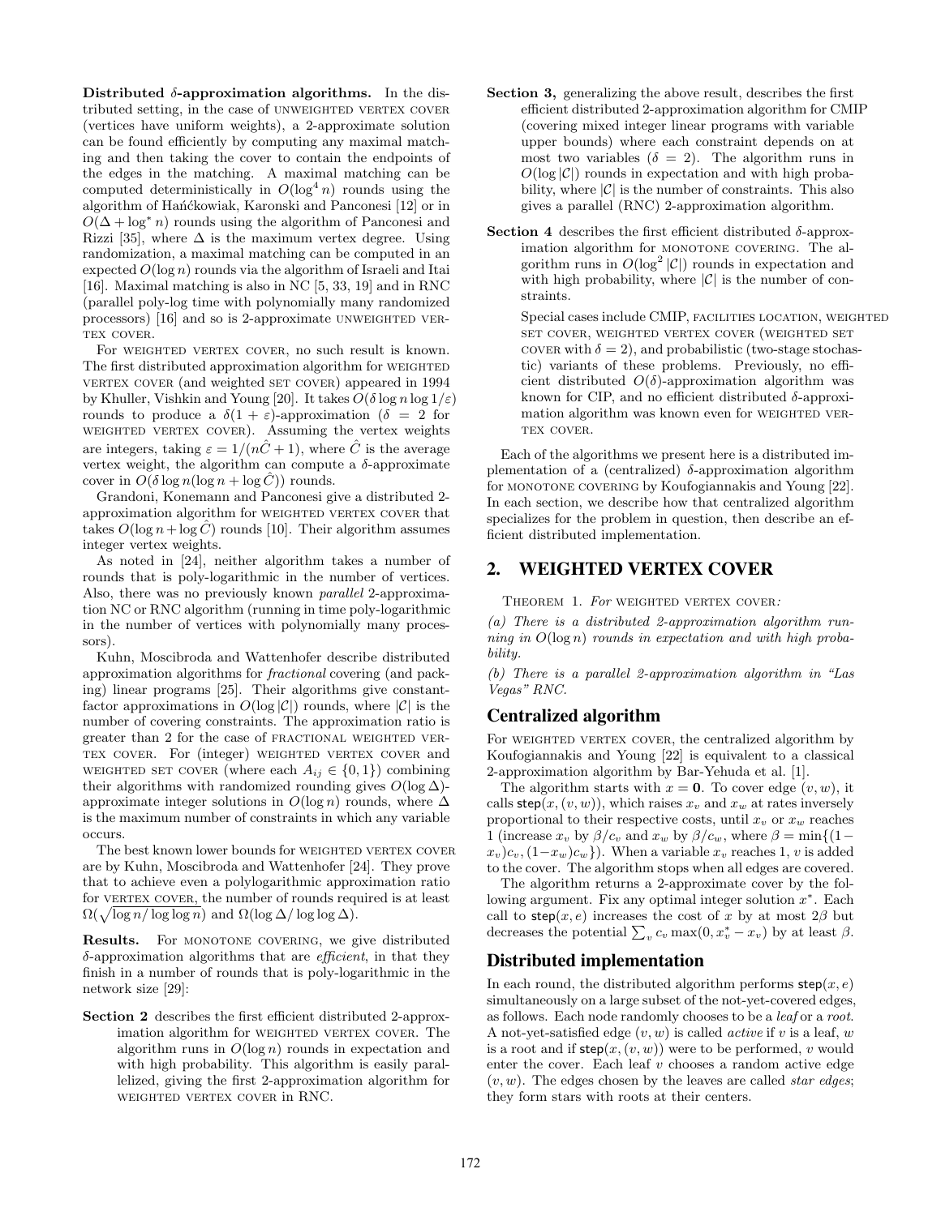**Distributed $\delta$-approximation algorithms.** In the distributed setting, in the case of UNWEIGHTED VERTEX COVER (vertices have uniform weights), a 2-approximate solution can be found efficiently by computing any maximal matching and then taking the cover to contain the endpoints of the edges in the matching. A maximal matching can be computed deterministically in $O(\log^4 n)$ rounds using the algorithm of Hańćkowiak, Karonski and Panconesi [12] or in $O(\Delta + \log^* n)$ rounds using the algorithm of Panconesi and Rizzi [35], where $\Delta$ is the maximum vertex degree. Using randomization, a maximal matching can be computed in an expected $O(\log n)$ rounds via the algorithm of Israeli and Itai [16]. Maximal matching is also in NC [5, 33, 19] and in RNC (parallel poly-log time with polynomially many randomized processors) [16] and so is 2-approximate UNWEIGHTED VERTEX COVER.

For WEIGHTED VERTEX COVER, no such result is known. The first distributed approximation algorithm for WEIGHTED VERTEX COVER (and weighted SET COVER) appeared in 1994 by Khuller, Vishkin and Young [20]. It takes $O(\delta \log n \log 1/\varepsilon)$ rounds to produce a $\delta(1+\varepsilon)$-approximation ($\delta = 2$ for WEIGHTED VERTEX COVER). Assuming the vertex weights are integers, taking $\varepsilon = 1/(n\hat{C}+1)$, where $\hat{C}$ is the average vertex weight, the algorithm can compute a $\delta$-approximate cover in $O(\delta \log n(\log n + \log \hat{C}))$ rounds.

Grandoni, Konemann and Panconesi give a distributed 2-approximation algorithm for WEIGHTED VERTEX COVER that takes $O(\log n + \log \hat{C})$ rounds [10]. Their algorithm assumes integer vertex weights.

As noted in [24], neither algorithm takes a number of rounds that is poly-logarithmic in the number of vertices. Also, there was no previously known *parallel* 2-approximation NC or RNC algorithm (running in time poly-logarithmic in the number of vertices with polynomially many processors).

Kuhn, Moscibroda and Wattenhofer describe distributed approximation algorithms for *fractional* covering (and packing) linear programs [25]. Their algorithms give constant-factor approximations in $O(\log |\mathcal{C}|)$ rounds, where $|\mathcal{C}|$ is the number of covering constraints. The approximation ratio is greater than 2 for the case of FRACTIONAL WEIGHTED VERTEX COVER. For (integer) WEIGHTED VERTEX COVER and WEIGHTED SET COVER (where each $A_{ij} \in \{0,1\}$) combining their algorithms with randomized rounding gives $O(\log \Delta)$-approximate integer solutions in $O(\log n)$ rounds, where $\Delta$ is the maximum number of constraints in which any variable occurs.

The best known lower bounds for WEIGHTED VERTEX COVER are by Kuhn, Moscibroda and Wattenhofer [24]. They prove that to achieve even a polylogarithmic approximation ratio for VERTEX COVER, the number of rounds required is at least $\Omega(\sqrt{\log n/\log\log n})$ and $\Omega(\log \Delta/\log\log \Delta)$.

**Results.** For MONOTONE COVERING, we give distributed $\delta$-approximation algorithms that are *efficient*, in that they finish in a number of rounds that is poly-logarithmic in the network size [29]:

- **Section 2** describes the first efficient distributed 2-approximation algorithm for WEIGHTED VERTEX COVER. The algorithm runs in $O(\log n)$ rounds in expectation and with high probability. This algorithm is easily parallelized, giving the first 2-approximation algorithm for WEIGHTED VERTEX COVER in RNC.

- **Section 3,** generalizing the above result, describes the first efficient distributed 2-approximation algorithm for CMIP (covering mixed integer linear programs with variable upper bounds) where each constraint depends on at most two variables ($\delta = 2$). The algorithm runs in $O(\log |\mathcal{C}|)$ rounds in expectation and with high probability, where $|\mathcal{C}|$ is the number of constraints. This also gives a parallel (RNC) 2-approximation algorithm.

- **Section 4** describes the first efficient distributed $\delta$-approximation algorithm for MONOTONE COVERING. The algorithm runs in $O(\log^2 |\mathcal{C}|)$ rounds in expectation and with high probability, where $|\mathcal{C}|$ is the number of constraints.

  Special cases include CMIP, FACILITIES LOCATION, WEIGHTED SET COVER, WEIGHTED VERTEX COVER (WEIGHTED SET COVER with $\delta = 2$), and probabilistic (two-stage stochastic) variants of these problems. Previously, no efficient distributed $O(\delta)$-approximation algorithm was known for CIP, and no efficient distributed $\delta$-approximation algorithm was known even for WEIGHTED VERTEX COVER.

Each of the algorithms we present here is a distributed implementation of a (centralized) $\delta$-approximation algorithm for MONOTONE COVERING by Koufogiannakis and Young [22]. In each section, we describe how that centralized algorithm specializes for the problem in question, then describe an efficient distributed implementation.

## 2. WEIGHTED VERTEX COVER

THEOREM 1. *For* WEIGHTED VERTEX COVER*:*

*(a) There is a distributed 2-approximation algorithm running in $O(\log n)$ rounds in expectation and with high probability.*

*(b) There is a parallel 2-approximation algorithm in "Las Vegas" RNC.*

### Centralized algorithm

For WEIGHTED VERTEX COVER, the centralized algorithm by Koufogiannakis and Young [22] is equivalent to a classical 2-approximation algorithm by Bar-Yehuda et al. [1].

The algorithm starts with $x = \mathbf{0}$. To cover edge $(v, w)$, it calls $\mathsf{step}(x, (v, w))$, which raises $x_v$ and $x_w$ at rates inversely proportional to their respective costs, until $x_v$ or $x_w$ reaches 1 (increase $x_v$ by $\beta/c_v$ and $x_w$ by $\beta/c_w$, where $\beta = \min\{(1-x_v)c_v, (1-x_w)c_w\}$). When a variable $x_v$ reaches 1, $v$ is added to the cover. The algorithm stops when all edges are covered.

The algorithm returns a 2-approximate cover by the following argument. Fix any optimal integer solution $x^*$. Each call to $\mathsf{step}(x, e)$ increases the cost of $x$ by at most $2\beta$ but decreases the potential $\sum_v c_v \max(0, x^*_v - x_v)$ by at least $\beta$.

### Distributed implementation

In each round, the distributed algorithm performs $\mathsf{step}(x, e)$ simultaneously on a large subset of the not-yet-covered edges, as follows. Each node randomly chooses to be a *leaf* or a *root*. A not-yet-satisfied edge $(v, w)$ is called *active* if $v$ is a leaf, $w$ is a root and if $\mathsf{step}(x, (v, w))$ were to be performed, $v$ would enter the cover. Each leaf $v$ chooses a random active edge $(v, w)$. The edges chosen by the leaves are called *star edges*; they form stars with roots at their centers.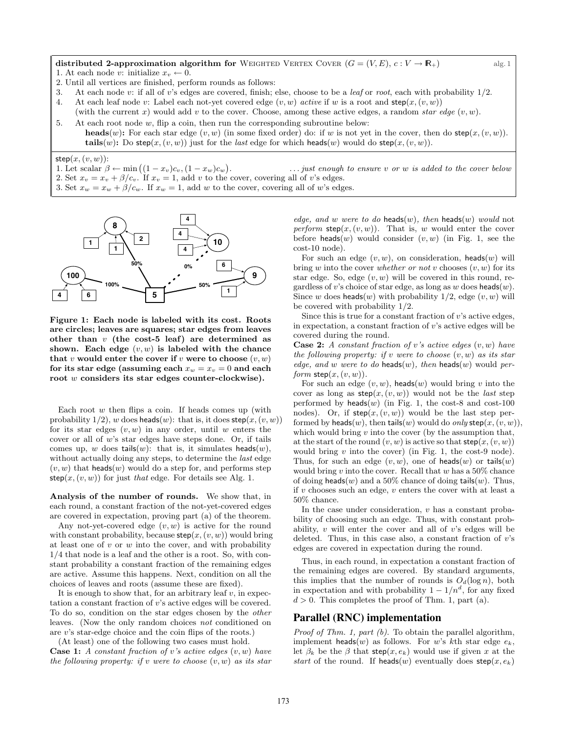**distributed 2-approximation algorithm for** WEIGHTED VERTEX COVER ($G = (V, E)$, $c : V \to \mathbb{R}_+$) alg. 1

1. At each node $v$: initialize $x_v \leftarrow 0$.
2. Until all vertices are finished, perform rounds as follows:
3. At each node $v$: if all of $v$'s edges are covered, finish; else, choose to be a *leaf* or *root*, each with probability 1/2.
4. At each leaf node $v$: Label each not-yet covered edge $(v, w)$ *active* if $w$ is a root and $\mathsf{step}(x, (v, w))$ (with the current $x$) would add $v$ to the cover. Choose, among these active edges, a random *star edge* $(v, w)$.
5. At each root node $w$, flip a coin, then run the corresponding subroutine below:
   **heads**($w$)**:** For each star edge $(v, w)$ (in some fixed order) do: if $w$ is not yet in the cover, then do $\mathsf{step}(x, (v, w))$.
   **tails**($w$)**:** Do $\mathsf{step}(x, (v, w))$ just for the *last* edge for which $\mathsf{heads}(w)$ would do $\mathsf{step}(x, (v, w))$.

$\mathsf{step}(x, (v, w))$:
1. Let scalar $\beta \leftarrow \min\big((1 - x_v)c_v, (1 - x_w)c_w\big)$. *... just enough to ensure v or w is added to the cover below*
2. Set $x_v = x_v + \beta/c_v$. If $x_v = 1$, add $v$ to the cover, covering all of $v$'s edges.
3. Set $x_w = x_w + \beta/c_w$. If $x_w = 1$, add $w$ to the cover, covering all of $w$'s edges.

**Figure 1: Each node is labeled with its cost. Roots are circles; leaves are squares; star edges from leaves other than $v$ (the cost-5 leaf) are determined as shown. Each edge $(v, w)$ is labeled with the chance that $v$ would enter the cover if $v$ were to choose $(v, w)$ for its star edge (assuming each $x_w = x_v = 0$ and each root $w$ considers its star edges counter-clockwise).**

Each root $w$ then flips a coin. If heads comes up (with probability 1/2), $w$ does $\mathsf{heads}(w)$: that is, it does $\mathsf{step}(x, (v, w))$ for its star edges $(v, w)$ in any order, until $w$ enters the cover or all of $w$'s star edges have steps done. Or, if tails comes up, $w$ does $\mathsf{tails}(w)$: that is, it simulates $\mathsf{heads}(w)$, without actually doing any steps, to determine the *last* edge $(v, w)$ that $\mathsf{heads}(w)$ would do a step for, and performs step $\mathsf{step}(x, (v, w))$ for just *that* edge. For details see Alg. 1.

**Analysis of the number of rounds.** We show that, in each round, a constant fraction of the not-yet-covered edges are covered in expectation, proving part (a) of the theorem.

Any not-yet-covered edge $(v, w)$ is active for the round with constant probability, because $\mathsf{step}(x, (v, w))$ would bring at least one of $v$ or $w$ into the cover, and with probability 1/4 that node is a leaf and the other is a root. So, with constant probability a constant fraction of the remaining edges are active. Assume this happens. Next, condition on all the choices of leaves and roots (assume these are fixed).

It is enough to show that, for an arbitrary leaf $v$, in expectation a constant fraction of $v$'s active edges will be covered. To do so, condition on the star edges chosen by the *other* leaves. (Now the only random choices *not* conditioned on are $v$'s star-edge choice and the coin flips of the roots.)

(At least) one of the following two cases must hold.

**Case 1:** *A constant fraction of v's active edges $(v, w)$ have the following property: if v were to choose $(v, w)$ as its star edge, and w were to do* $\mathsf{heads}(w)$*, then* $\mathsf{heads}(w)$ *would* not *perform* $\mathsf{step}(x, (v, w))$. That is, $w$ would enter the cover before $\mathsf{heads}(w)$ would consider $(v, w)$ (in Fig. 1, see the cost-10 node).

For such an edge $(v, w)$, on consideration, $\mathsf{heads}(w)$ will bring $w$ into the cover *whether or not* $v$ chooses $(v, w)$ for its star edge. So, edge $(v, w)$ will be covered in this round, regardless of $v$'s choice of star edge, as long as $w$ does $\mathsf{heads}(w)$. Since $w$ does $\mathsf{heads}(w)$ with probability 1/2, edge $(v, w)$ will be covered with probability 1/2.

Since this is true for a constant fraction of $v$'s active edges, in expectation, a constant fraction of $v$'s active edges will be covered during the round.

**Case 2:** *A constant fraction of v's active edges $(v, w)$ have the following property: if v were to choose $(v, w)$ as its star edge, and w were to do* $\mathsf{heads}(w)$*, then* $\mathsf{heads}(w)$ *would perform* $\mathsf{step}(x, (v, w))$.

For such an edge $(v, w)$, $\mathsf{heads}(w)$ would bring $v$ into the cover as long as $\mathsf{step}(x, (v, w))$ would not be the *last* step performed by $\mathsf{heads}(w)$ (in Fig. 1, the cost-8 and cost-100 nodes). Or, if $\mathsf{step}(x, (v, w))$ would be the last step performed by $\mathsf{heads}(w)$, then $\mathsf{tails}(w)$ would do *only* $\mathsf{step}(x, (v, w))$, which would bring $v$ into the cover (by the assumption that, at the start of the round $(v, w)$ is active so that $\mathsf{step}(x, (v, w))$ would bring $v$ into the cover) (in Fig. 1, the cost-9 node). Thus, for such an edge $(v, w)$, one of $\mathsf{heads}(w)$ or $\mathsf{tails}(w)$ would bring $v$ into the cover. Recall that $w$ has a 50% chance of doing $\mathsf{heads}(w)$ and a 50% chance of doing $\mathsf{tails}(w)$. Thus, if $v$ chooses such an edge, $v$ enters the cover with at least a 50% chance.

In the case under consideration, $v$ has a constant probability of choosing such an edge. Thus, with constant probability, $v$ will enter the cover and all of $v$'s edges will be deleted. Thus, in this case also, a constant fraction of $v$'s edges are covered in expectation during the round.

Thus, in each round, in expectation a constant fraction of the remaining edges are covered. By standard arguments, this implies that the number of rounds is $O_d(\log n)$, both in expectation and with probability $1 - 1/n^d$, for any fixed $d > 0$. This completes the proof of Thm. 1, part (a).

## Parallel (RNC) implementation

*Proof of Thm. 1, part (b).* To obtain the parallel algorithm, implement $\mathsf{heads}(w)$ as follows. For $w$'s $k$th star edge $e_k$, let $\beta_k$ be the $\beta$ that $\mathsf{step}(x, e_k)$ would use if given $x$ at the *start* of the round. If $\mathsf{heads}(w)$ eventually does $\mathsf{step}(x, e_k)$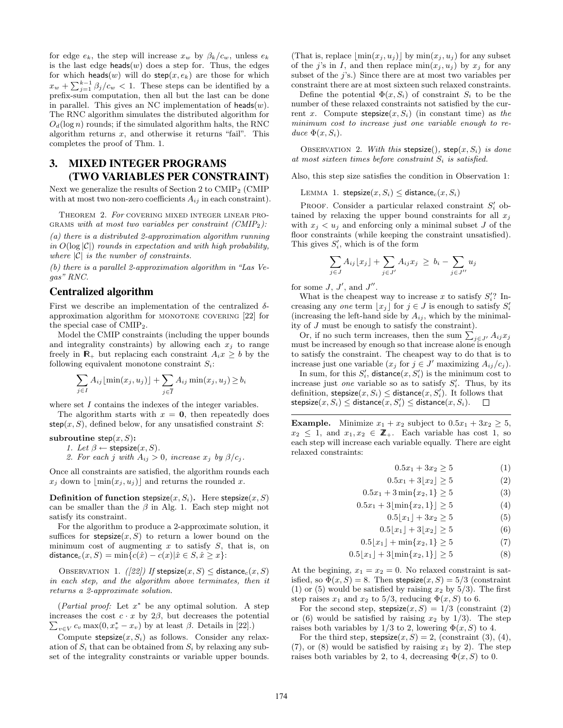for edge $e_k$, the step will increase $x_w$ by $\beta_k/c_w$, unless $e_k$ is the last edge $\mathsf{heads}(w)$ does a step for. Thus, the edges for which $\mathsf{heads}(w)$ will do $\mathsf{step}(x, e_k)$ are those for which $x_w + \sum_{j=1}^{k-1} \beta_j/c_w < 1$. These steps can be identified by a prefix-sum computation, then all but the last can be done in parallel. This gives an NC implementation of $\mathsf{heads}(w)$. The RNC algorithm simulates the distributed algorithm for $O_d(\log n)$ rounds; if the simulated algorithm halts, the RNC algorithm returns $x$, and otherwise it returns "fail". This completes the proof of Thm. 1.

## 3. MIXED INTEGER PROGRAMS (TWO VARIABLES PER CONSTRAINT)

Next we generalize the results of Section 2 to CMIP$_2$ (CMIP with at most two non-zero coefficients $A_{ij}$ in each constraint).

THEOREM 2. *For* COVERING MIXED INTEGER LINEAR PROGRAMS *with at most two variables per constraint (CMIP$_2$):*

*(a) there is a distributed 2-approximation algorithm running in $O(\log |\mathcal{C}|)$ rounds in expectation and with high probability, where $|\mathcal{C}|$ is the number of constraints.*

*(b) there is a parallel 2-approximation algorithm in "Las Vegas" RNC.*

### Centralized algorithm

First we describe an implementation of the centralized $\delta$-approximation algorithm for MONOTONE COVERING [22] for the special case of CMIP$_2$.

Model the CMIP constraints (including the upper bounds and integrality constraints) by allowing each $x_j$ to range freely in $\mathbb{R}_+$ but replacing each constraint $A_i x \geq b$ by the following equivalent monotone constraint $S_i$:

$$\sum_{j \in I} A_{ij} \lfloor \min(x_j, u_j) \rfloor + \sum_{j \in \overline{I}} A_{ij} \min(x_j, u_j) \geq b_i$$

where set $I$ contains the indexes of the integer variables.

The algorithm starts with $x = \mathbf{0}$, then repeatedly does $\mathsf{step}(x, S)$, defined below, for any unsatisfied constraint $S$:

**subroutine** $\mathsf{step}(x, S)$**:**

*1. Let $\beta \leftarrow \mathsf{stepsize}(x, S)$.*

*2. For each $j$ with $A_{ij} > 0$, increase $x_j$ by $\beta/c_j$.*

Once all constraints are satisfied, the algorithm rounds each $x_j$ down to $\lfloor \min(x_j, u_j) \rfloor$ and returns the rounded $x$.

**Definition of function** $\mathsf{stepsize}(x, S_i)$**.** Here $\mathsf{stepsize}(x, S)$ can be smaller than the $\beta$ in Alg. 1. Each step might not satisfy its constraint.

For the algorithm to produce a 2-approximate solution, it suffices for $\mathsf{stepsize}(x, S)$ to return a lower bound on the minimum cost of augmenting $x$ to satisfy $S$, that is, on $\mathsf{distance}_c(x, S) = \min\{c(\hat{x}) - c(x) | \hat{x} \in S, \hat{x} \geq x\}$:

OBSERVATION 1. *([22]) If $\mathsf{stepsize}(x, S) \leq \mathsf{distance}_c(x, S)$ in each step, and the algorithm above terminates, then it returns a 2-approximate solution.*

(*Partial proof:* Let $x^*$ be any optimal solution. A step increases the cost $c \cdot x$ by $2\beta$, but decreases the potential $\sum_{v \in V} c_v \max(0, x_v^* - x_v)$ by at least $\beta$. Details in [22].)

Compute $\mathsf{stepsize}(x, S_i)$ as follows. Consider any relaxation of $S_i$ that can be obtained from $S_i$ by relaxing any subset of the integrality constraints or variable upper bounds. (That is, replace $\lfloor \min(x_j, u_j) \rfloor$ by $\min(x_j, u_j)$ for any subset of the $j$'s in $I$, and then replace $\min(x_j, u_j)$ by $x_j$ for any subset of the $j$'s.) Since there are at most two variables per constraint there are at most sixteen such relaxed constraints.

Define the potential $\Phi(x, S_i)$ of constraint $S_i$ to be the number of these relaxed constraints not satisfied by the current $x$. Compute $\mathsf{stepsize}(x, S_i)$ (in constant time) as *the minimum cost to increase just one variable enough to reduce* $\Phi(x, S_i)$.

OBSERVATION 2. *With this* $\mathsf{stepsize}()$, $\mathsf{step}(x, S_i)$ *is done at most sixteen times before constraint $S_i$ is satisfied.*

Also, this step size satisfies the condition in Observation 1:

LEMMA 1. $\mathsf{stepsize}(x, S_i) \leq \mathsf{distance}_c(x, S_i)$

PROOF. Consider a particular relaxed constraint $S_i'$ obtained by relaxing the upper bound constraints for all $x_j$ with $x_j < u_j$ and enforcing only a minimal subset $J$ of the floor constraints (while keeping the constraint unsatisfied). This gives $S_i'$, which is of the form

$$\sum_{j \in J} A_{ij} \lfloor x_j \rfloor + \sum_{j \in J'} A_{ij} x_j \;\geq\; b_i - \sum_{j \in J''} u_j$$

for some $J$, $J'$, and $J''$.

What is the cheapest way to increase $x$ to satisfy $S_i'$? Increasing any *one* term $\lfloor x_j \rfloor$ for $j \in J$ is enough to satisfy $S_i'$ (increasing the left-hand side by $A_{ij}$, which by the minimality of $J$ must be enough to satisfy the constraint).

Or, if no such term increases, then the sum $\sum_{j \in J'} A_{ij} x_j$ must be increased by enough so that increase alone is enough to satisfy the constraint. The cheapest way to do that is to increase just one variable ($x_j$ for $j \in J'$ maximizing $A_{ij}/c_j$).

In sum, for this $S_i'$, $\mathsf{distance}(x, S_i')$ is the minimum cost to increase just *one* variable so as to satisfy $S_i'$. Thus, by its definition, $\mathsf{stepsize}(x, S_i) \leq \mathsf{distance}(x, S_i')$. It follows that $\mathsf{stepsize}(x, S_i) \leq \mathsf{distance}(x, S_i') \leq \mathsf{distance}(x, S_i)$. $\square$

**Example.** Minimize $x_1 + x_2$ subject to $0.5x_1 + 3x_2 \geq 5$, $x_2 \leq 1$, and $x_1, x_2 \in \mathbb{Z}_+$. Each variable has cost 1, so each step will increase each variable equally. There are eight relaxed constraints:

$$0.5x_1 + 3x_2 \geq 5 \tag{1}$$

$$0.5x_1 + 3\lfloor x_2 \rfloor \geq 5 \tag{2}$$

$$0.5x_1 + 3\min\{x_2, 1\} \geq 5 \tag{3}$$

$$0.5x_1 + 3\lfloor \min\{x_2, 1\} \rfloor \geq 5 \tag{4}$$

$$0.5\lfloor x_1 \rfloor + 3x_2 \geq 5 \tag{5}$$

$$0.5\lfloor x_1 \rfloor + 3\lfloor x_2 \rfloor \geq 5 \tag{6}$$

$$0.5\lfloor x_1 \rfloor + \min\{x_2, 1\} \geq 5 \tag{7}$$

$$0.5\lfloor x_1 \rfloor + 3\lfloor \min\{x_2, 1\} \rfloor \geq 5 \tag{8}$$

At the begining, $x_1 = x_2 = 0$. No relaxed constraint is satisfied, so $\Phi(x, S) = 8$. Then $\mathsf{stepsize}(x, S) = 5/3$ (constraint (1) or (5) would be satisfied by raising $x_2$ by $5/3$). The first step raises $x_1$ and $x_2$ to $5/3$, reducing $\Phi(x, S)$ to 6.

For the second step, $\mathsf{stepsize}(x, S) = 1/3$ (constraint (2) or (6) would be satisfied by raising $x_2$ by $1/3$). The step raises both variables by $1/3$ to 2, lowering $\Phi(x, S)$ to 4.

For the third step, $\mathsf{stepsize}(x, S) = 2$, (constraint (3), (4), (7), or (8) would be satisfied by raising $x_1$ by 2). The step raises both variables by 2, to 4, decreasing $\Phi(x, S)$ to 0.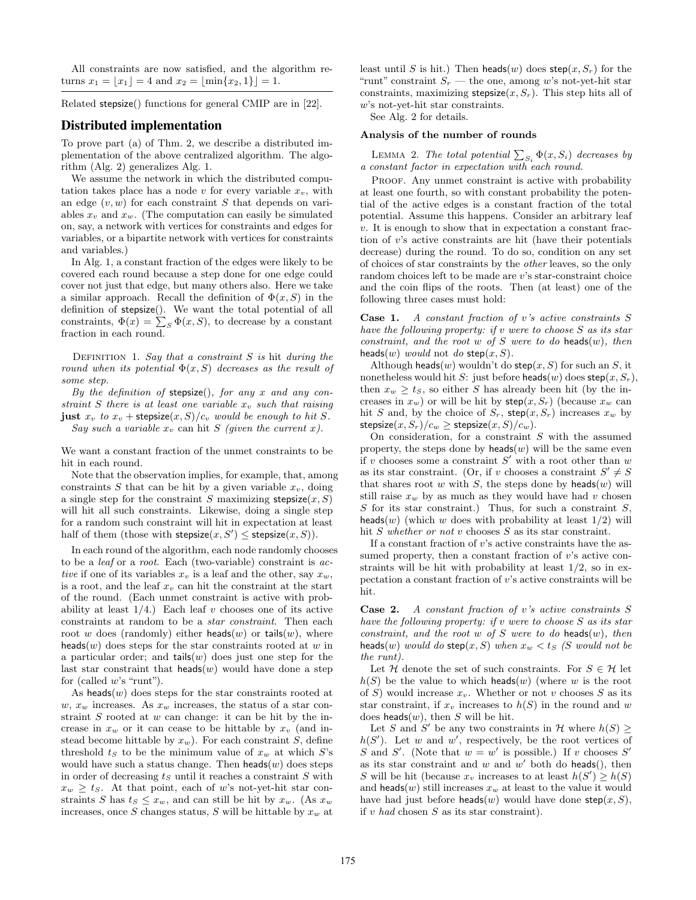All constraints are now satisfied, and the algorithm returns $x_1 = \lfloor x_1 \rfloor = 4$ and $x_2 = \lfloor \min\{x_2, 1\} \rfloor = 1$.

---

Related stepsize() functions for general CMIP are in [22].

## Distributed implementation

To prove part (a) of Thm. 2, we describe a distributed implementation of the above centralized algorithm. The algorithm (Alg. 2) generalizes Alg. 1.

We assume the network in which the distributed computation takes place has a node $v$ for every variable $x_v$, with an edge $(v, w)$ for each constraint $S$ that depends on variables $x_v$ and $x_w$. (The computation can easily be simulated on, say, a network with vertices for constraints and edges for variables, or a bipartite network with vertices for constraints and variables.)

In Alg. 1, a constant fraction of the edges were likely to be covered each round because a step done for one edge could cover not just that edge, but many others also. Here we take a similar approach. Recall the definition of $\Phi(x, S)$ in the definition of stepsize(). We want the total potential of all constraints, $\Phi(x) = \sum_S \Phi(x, S)$, to decrease by a constant fraction in each round.

Definition 1. *Say that a constraint $S$ is* hit *during the round when its potential $\Phi(x, S)$ decreases as the result of some step.*

*By the definition of* stepsize()*, for any $x$ and any constraint $S$ there is at least one variable $x_v$ such that raising* **just** *$x_v$ to $x_v + \mathsf{stepsize}(x, S)/c_v$ would be enough to hit $S$.*

*Say such a variable $x_v$ can hit $S$ (given the current $x$).*

We want a constant fraction of the unmet constraints to be hit in each round.

Note that the observation implies, for example, that, among constraints $S$ that can be hit by a given variable $x_v$, doing a single step for the constraint $S$ maximizing $\mathsf{stepsize}(x, S)$ will hit all such constraints. Likewise, doing a single step for a random such constraint will hit in expectation at least half of them (those with $\mathsf{stepsize}(x, S') \leq \mathsf{stepsize}(x, S)$).

In each round of the algorithm, each node randomly chooses to be a *leaf* or a *root*. Each (two-variable) constraint is *active* if one of its variables $x_v$ is a leaf and the other, say $x_w$, is a root, and the leaf $x_v$ can hit the constraint at the start of the round. (Each unmet constraint is active with probability at least 1/4.) Each leaf $v$ chooses one of its active constraints at random to be a *star constraint*. Then each root $w$ does (randomly) either heads($w$) or tails($w$), where heads($w$) does steps for the star constraints rooted at $w$ in a particular order; and tails($w$) does just one step for the last star constraint that heads($w$) would have done a step for (called $w$'s "runt").

As heads($w$) does steps for the star constraints rooted at $w$, $x_w$ increases. As $x_w$ increases, the status of a star constraint $S$ rooted at $w$ can change: it can be hit by the increase in $x_w$ or it can cease to be hittable by $x_v$ (and instead become hittable by $x_w$). For each constraint $S$, define threshold $t_S$ to be the minimum value of $x_w$ at which $S$'s would have such a status change. Then heads($w$) does steps in order of decreasing $t_S$ until it reaches a constraint $S$ with $x_w \geq t_S$. At that point, each of $w$'s not-yet-hit star constraints $S$ has $t_S \leq x_w$, and can still be hit by $x_w$. (As $x_w$ increases, once $S$ changes status, $S$ will be hittable by $x_w$ at least until $S$ is hit.) Then heads($w$) does step($x, S_r$) for the "runt" constraint $S_r$ — the one, among $w$'s not-yet-hit star constraints, maximizing $\mathsf{stepsize}(x, S_r)$. This step hits all of $w$'s not-yet-hit star constraints.

See Alg. 2 for details.

#### Analysis of the number of rounds

Lemma 2. *The total potential $\sum_{S_i} \Phi(x, S_i)$ decreases by a constant factor in expectation with each round.*

Proof. Any unmet constraint is active with probability at least one fourth, so with constant probability the potential of the active edges is a constant fraction of the total potential. Assume this happens. Consider an arbitrary leaf $v$. It is enough to show that in expectation a constant fraction of $v$'s active constraints are hit (have their potentials decrease) during the round. To do so, condition on any set of choices of star constraints by the *other* leaves, so the only random choices left to be made are $v$'s star-constraint choice and the coin flips of the roots. Then (at least) one of the following three cases must hold:

**Case 1.** *A constant fraction of $v$'s active constraints $S$ have the following property: if $v$ were to choose $S$ as its star constraint, and the root $w$ of $S$ were to do* heads($w$)*, then* heads($w$) *would* not *do* step($x, S$).

Although heads($w$) wouldn't do step($x, S$) for such an $S$, it nonetheless would hit $S$: just before heads($w$) does step($x, S_r$), then $x_w \geq t_S$, so either $S$ has already been hit (by the increases in $x_w$) or will be hit by step($x, S_r$) (because $x_w$ can hit $S$ and, by the choice of $S_r$, step($x, S_r$) increases $x_w$ by $\mathsf{stepsize}(x, S_r)/c_w \geq \mathsf{stepsize}(x, S)/c_w$).

On consideration, for a constraint $S$ with the assumed property, the steps done by heads($w$) will be the same even if $v$ chooses some a constraint $S'$ with a root other than $w$ as its star constraint. (Or, if $v$ chooses a constraint $S' \neq S$ that shares root $w$ with $S$, the steps done by heads($w$) will still raise $x_w$ by as much as they would have had $v$ chosen $S$ for its star constraint.) Thus, for such a constraint $S$, heads($w$) (which $w$ does with probability at least 1/2) will hit $S$ *whether or not* $v$ chooses $S$ as its star constraint.

If a constant fraction of $v$'s active constraints have the assumed property, then a constant fraction of $v$'s active constraints will be hit with probability at least 1/2, so in expectation a constant fraction of $v$'s active constraints will be hit.

**Case 2.** *A constant fraction of $v$'s active constraints $S$ have the following property: if $v$ were to choose $S$ as its star constraint, and the root $w$ of $S$ were to do* heads($w$)*, then* heads($w$) *would do* step($x, S$) *when $x_w < t_S$ ($S$ would not be the runt).*

Let $\mathcal{H}$ denote the set of such constraints. For $S \in \mathcal{H}$ let $h(S)$ be the value to which heads($w$) (where $w$ is the root of $S$) would increase $x_v$. Whether or not $v$ chooses $S$ as its star constraint, if $x_v$ increases to $h(S)$ in the round and $w$ does heads($w$), then $S$ will be hit.

Let $S$ and $S'$ be any two constraints in $\mathcal{H}$ where $h(S) \geq h(S')$. Let $w$ and $w'$, respectively, be the root vertices of $S$ and $S'$. (Note that $w = w'$ is possible.) If $v$ chooses $S'$ as its star constraint and $w$ and $w'$ both do heads(), then $S$ will be hit (because $x_v$ increases to at least $h(S') \geq h(S)$ and heads($w$) still increases $x_w$ at least to the value it would have had just before heads($w$) would have done step($x, S$), if $v$ *had* chosen $S$ as its star constraint).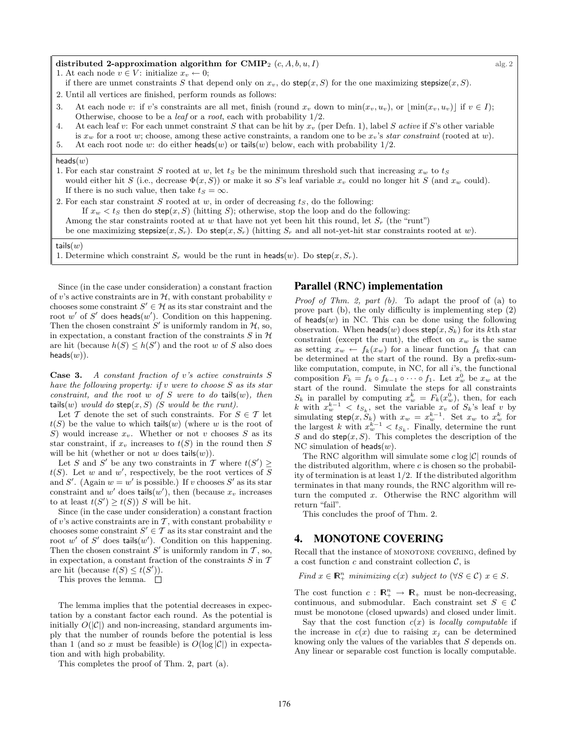**distributed 2-approximation algorithm for CMIP$_2$ $(c, A, b, u, I)$** alg. 2

1. At each node $v \in V$: initialize $x_v \leftarrow 0$;
   if there are unmet constraints $S$ that depend only on $x_v$, do $\mathsf{step}(x, S)$ for the one maximizing $\mathsf{stepsize}(x, S)$.
2. Until all vertices are finished, perform rounds as follows:
3. At each node $v$: if $v$'s constraints are all met, finish (round $x_v$ down to $\min(x_v, u_v)$, or $\lfloor \min(x_v, u_v) \rfloor$ if $v \in I$); Otherwise, choose to be a *leaf* or a *root*, each with probability 1/2.
4. At each leaf $v$: For each unmet constraint $S$ that can be hit by $x_v$ (per Defn. 1), label $S$ *active* if $S$'s other variable is $x_w$ for a root $w$; choose, among these active constraints, a random one to be $x_v$'s *star constraint* (rooted at $w$).
5. At each root node $w$: do either $\mathsf{heads}(w)$ or $\mathsf{tails}(w)$ below, each with probability 1/2.

$\mathsf{heads}(w)$

1. For each star constraint $S$ rooted at $w$, let $t_S$ be the minimum threshold such that increasing $x_w$ to $t_S$ would either hit $S$ (i.e., decrease $\Phi(x, S)$) or make it so $S$'s leaf variable $x_v$ could no longer hit $S$ (and $x_w$ could). If there is no such value, then take $t_S = \infty$.
2. For each star constraint $S$ rooted at $w$, in order of decreasing $t_S$, do the following:
   If $x_w < t_S$ then do $\mathsf{step}(x, S)$ (hitting $S$); otherwise, stop the loop and do the following:
   Among the star constraints rooted at $w$ that have not yet been hit this round, let $S_r$ (the "runt") be one maximizing $\mathsf{stepsize}(x, S_r)$. Do $\mathsf{step}(x, S_r)$ (hitting $S_r$ and all not-yet-hit star constraints rooted at $w$).

$\mathsf{tails}(w)$

1. Determine which constraint $S_r$ would be the runt in $\mathsf{heads}(w)$. Do $\mathsf{step}(x, S_r)$.

Since (in the case under consideration) a constant fraction of $v$'s active constraints are in $\mathcal{H}$, with constant probability $v$ chooses some constraint $S' \in \mathcal{H}$ as its star constraint and the root $w'$ of $S'$ does $\mathsf{heads}(w')$. Condition on this happening. Then the chosen constraint $S'$ is uniformly random in $\mathcal{H}$, so, in expectation, a constant fraction of the constraints $S$ in $\mathcal{H}$ are hit (because $h(S) \le h(S')$ and the root $w$ of $S$ also does $\mathsf{heads}(w)$).

**Case 3.** *A constant fraction of $v$'s active constraints $S$ have the following property: if $v$ were to choose $S$ as its star constraint, and the root $w$ of $S$ were to do $\mathsf{tails}(w)$, then $\mathsf{tails}(w)$ would do $\mathsf{step}(x, S)$ ($S$ would be the runt).*

Let $\mathcal{T}$ denote the set of such constraints. For $S \in \mathcal{T}$ let $t(S)$ be the value to which $\mathsf{tails}(w)$ (where $w$ is the root of $S$) would increase $x_v$. Whether or not $v$ chooses $S$ as its star constraint, if $x_v$ increases to $t(S)$ in the round then $S$ will be hit (whether or not $w$ does $\mathsf{tails}(w)$).

Let $S$ and $S'$ be any two constraints in $\mathcal{T}$ where $t(S') \ge t(S)$. Let $w$ and $w'$, respectively, be the root vertices of $S$ and $S'$. (Again $w = w'$ is possible.) If $v$ chooses $S'$ as its star constraint and $w'$ does $\mathsf{tails}(w')$, then (because $x_v$ increases to at least $t(S') \ge t(S)$) $S$ will be hit.

Since (in the case under consideration) a constant fraction of $v$'s active constraints are in $\mathcal{T}$, with constant probability $v$ chooses some constraint $S' \in \mathcal{T}$ as its star constraint and the root $w'$ of $S'$ does $\mathsf{tails}(w')$. Condition on this happening. Then the chosen constraint $S'$ is uniformly random in $\mathcal{T}$, so, in expectation, a constant fraction of the constraints $S$ in $\mathcal{T}$ are hit (because $t(S) \le t(S')$).

This proves the lemma. □

The lemma implies that the potential decreases in expectation by a constant factor each round. As the potential is initially $O(|\mathcal{C}|)$ and non-increasing, standard arguments imply that the number of rounds before the potential is less than 1 (and so $x$ must be feasible) is $O(\log |\mathcal{C}|)$ in expectation and with high probability.

This completes the proof of Thm. 2, part (a).

## Parallel (RNC) implementation

*Proof of Thm. 2, part (b).* To adapt the proof of (a) to prove part (b), the only difficulty is implementing step (2) of $\mathsf{heads}(w)$ in NC. This can be done using the following observation. When $\mathsf{heads}(w)$ does $\mathsf{step}(x, S_k)$ for its $k$th star constraint (except the runt), the effect on $x_w$ is the same as setting $x_w \leftarrow f_k(x_w)$ for a linear function $f_k$ that can be determined at the start of the round. By a prefix-sum-like computation, compute, in NC, for all $i$'s, the functional composition $F_k = f_k \circ f_{k-1} \circ \cdots \circ f_1$. Let $x_w^0$ be $x_w$ at the start of the round. Simulate the steps for all constraints $S_k$ in parallel by computing $x_w^k = F_k(x_w^0)$, then, for each $k$ with $x_w^{k-1} < t_{S_k}$, set the variable $x_v$ of $S_k$'s leaf $v$ by simulating $\mathsf{step}(x, S_k)$ with $x_w = x_w^{k-1}$. Set $x_w$ to $x_w^k$ for the largest $k$ with $x_w^{k-1} < t_{S_k}$. Finally, determine the runt $S$ and do $\mathsf{step}(x, S)$. This completes the description of the NC simulation of $\mathsf{heads}(w)$.

The RNC algorithm will simulate some $c \log |\mathcal{C}|$ rounds of the distributed algorithm, where $c$ is chosen so the probability of termination is at least 1/2. If the distributed algorithm terminates in that many rounds, the RNC algorithm will return the computed $x$. Otherwise the RNC algorithm will return "fail".

This concludes the proof of Thm. 2.

# 4. MONOTONE COVERING

Recall that the instance of MONOTONE COVERING, defined by a cost function $c$ and constraint collection $\mathcal{C}$, is

*Find $x \in \mathbb{R}_+^n$ minimizing $c(x)$ subject to $(\forall S \in \mathcal{C})\ x \in S$.*

The cost function $c : \mathbb{R}_+^n \to \mathbb{R}_+$ must be non-decreasing, continuous, and submodular. Each constraint set $S \in \mathcal{C}$ must be monotone (closed upwards) and closed under limit.

Say that the cost function $c(x)$ is *locally computable* if the increase in $c(x)$ due to raising $x_j$ can be determined knowing only the values of the variables that $S$ depends on. Any linear or separable cost function is locally computable.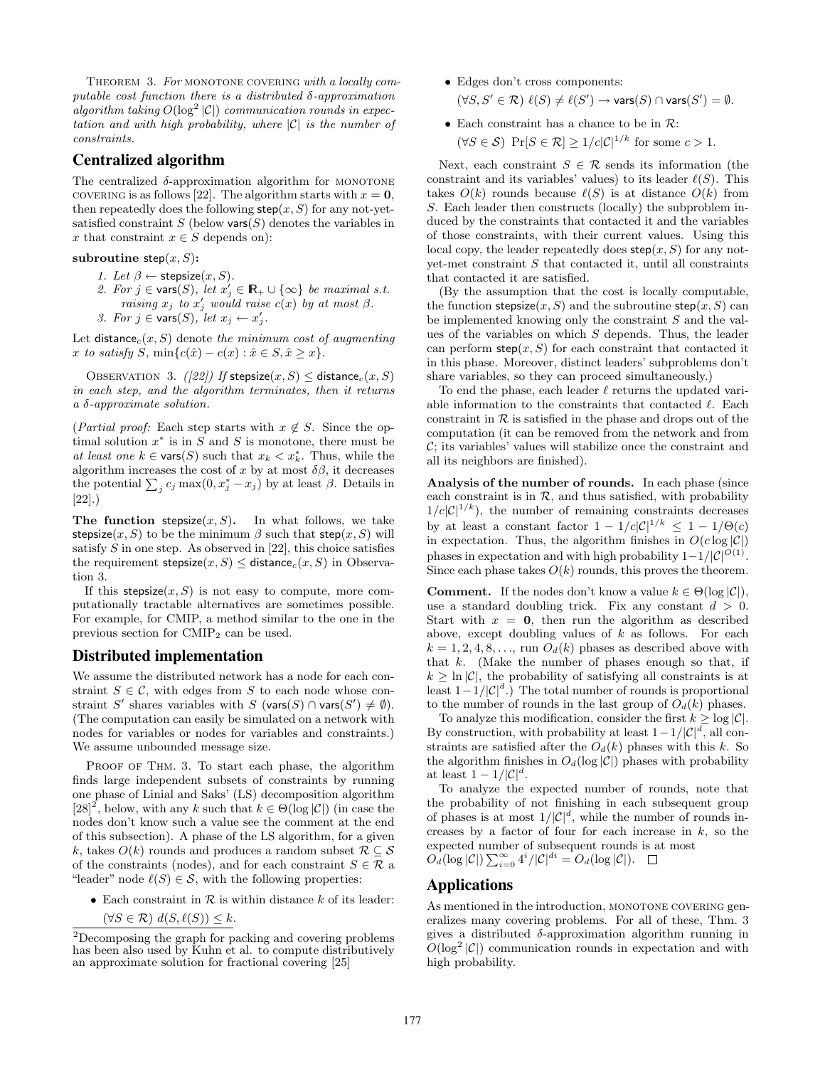THEOREM 3. *For* MONOTONE COVERING *with a locally computable cost function there is a distributed $\delta$-approximation algorithm taking $O(\log^2 |\mathcal{C}|)$ communication rounds in expectation and with high probability, where $|\mathcal{C}|$ is the number of constraints.*

## Centralized algorithm

The centralized $\delta$-approximation algorithm for MONOTONE COVERING is as follows [22]. The algorithm starts with $x = \mathbf{0}$, then repeatedly does the following $\mathsf{step}(x, S)$ for any not-yet-satisfied constraint $S$ (below $\mathsf{vars}(S)$ denotes the variables in $x$ that constraint $x \in S$ depends on):

**subroutine** $\mathsf{step}(x, S)$**:**

1. *Let* $\beta \leftarrow \mathsf{stepsize}(x, S)$.
2. *For* $j \in \mathsf{vars}(S)$*, let* $x'_j \in \mathbb{R}_+ \cup \{\infty\}$ *be maximal s.t. raising* $x_j$ *to* $x'_j$ *would raise* $c(x)$ *by at most* $\beta$.
3. *For* $j \in \mathsf{vars}(S)$*, let* $x_j \leftarrow x'_j$.

Let $\mathsf{distance}_c(x, S)$ denote *the minimum cost of augmenting* $x$ *to satisfy* $S$, $\min\{c(\hat{x}) - c(x) : \hat{x} \in S, \hat{x} \geq x\}$.

OBSERVATION 3. *([22]) If* $\mathsf{stepsize}(x, S) \leq \mathsf{distance}_c(x, S)$ *in each step, and the algorithm terminates, then it returns a* $\delta$*-approximate solution.*

(*Partial proof:* Each step starts with $x \notin S$. Since the optimal solution $x^*$ is in $S$ and $S$ is monotone, there must be *at least one* $k \in \mathsf{vars}(S)$ such that $x_k < x^*_k$. Thus, while the algorithm increases the cost of $x$ by at most $\delta\beta$, it decreases the potential $\sum_j c_j \max(0, x^*_j - x_j)$ by at least $\beta$. Details in [22].)

**The function** $\mathsf{stepsize}(x, S)$**.** In what follows, we take $\mathsf{stepsize}(x, S)$ to be the minimum $\beta$ such that $\mathsf{step}(x, S)$ will satisfy $S$ in one step. As observed in [22], this choice satisfies the requirement $\mathsf{stepsize}(x, S) \leq \mathsf{distance}_c(x, S)$ in Observation 3.

If this $\mathsf{stepsize}(x, S)$ is not easy to compute, more computationally tractable alternatives are sometimes possible. For example, for CMIP, a method similar to the one in the previous section for CMIP$_2$ can be used.

## Distributed implementation

We assume the distributed network has a node for each constraint $S \in \mathcal{C}$, with edges from $S$ to each node whose constraint $S'$ shares variables with $S$ ($\mathsf{vars}(S) \cap \mathsf{vars}(S') \neq \emptyset$). (The computation can easily be simulated on a network with nodes for variables or nodes for variables and constraints.) We assume unbounded message size.

PROOF OF THM. 3. To start each phase, the algorithm finds large independent subsets of constraints by running one phase of Linial and Saks' (LS) decomposition algorithm [28][2], below, with any $k$ such that $k \in \Theta(\log |\mathcal{C}|)$ (in case the nodes don't know such a value see the comment at the end of this subsection). A phase of the LS algorithm, for a given $k$, takes $O(k)$ rounds and produces a random subset $\mathcal{R} \subseteq \mathcal{S}$ of the constraints (nodes), and for each constraint $S \in \mathcal{R}$ a "leader" node $\ell(S) \in \mathcal{S}$, with the following properties:

- Each constraint in $\mathcal{R}$ is within distance $k$ of its leader: $(\forall S \in \mathcal{R})\ d(S, \ell(S)) \leq k$.
- Edges don't cross components: $(\forall S, S' \in \mathcal{R})\ \ell(S) \neq \ell(S') \rightarrow \mathsf{vars}(S) \cap \mathsf{vars}(S') = \emptyset$.
- Each constraint has a chance to be in $\mathcal{R}$: $(\forall S \in \mathcal{S})\ \Pr[S \in \mathcal{R}] \geq 1/c|\mathcal{C}|^{1/k}$ for some $c > 1$.

Next, each constraint $S \in \mathcal{R}$ sends its information (the constraint and its variables' values) to its leader $\ell(S)$. This takes $O(k)$ rounds because $\ell(S)$ is at distance $O(k)$ from $S$. Each leader then constructs (locally) the subproblem induced by the constraints that contacted it and the variables of those constraints, with their current values. Using this local copy, the leader repeatedly does $\mathsf{step}(x, S)$ for any not-yet-met constraint $S$ that contacted it, until all constraints that contacted it are satisfied.

(By the assumption that the cost is locally computable, the function $\mathsf{stepsize}(x, S)$ and the subroutine $\mathsf{step}(x, S)$ can be implemented knowing only the constraint $S$ and the values of the variables on which $S$ depends. Thus, the leader can perform $\mathsf{step}(x, S)$ for each constraint that contacted it in this phase. Moreover, distinct leaders' subproblems don't share variables, so they can proceed simultaneously.)

To end the phase, each leader $\ell$ returns the updated variable information to the constraints that contacted $\ell$. Each constraint in $\mathcal{R}$ is satisfied in the phase and drops out of the computation (it can be removed from the network and from $\mathcal{C}$; its variables' values will stabilize once the constraint and all its neighbors are finished).

**Analysis of the number of rounds.** In each phase (since each constraint is in $\mathcal{R}$, and thus satisfied, with probability $1/c|\mathcal{C}|^{1/k}$), the number of remaining constraints decreases by at least a constant factor $1 - 1/c|\mathcal{C}|^{1/k} \leq 1 - 1/\Theta(c)$ in expectation. Thus, the algorithm finishes in $O(c \log |\mathcal{C}|)$ phases in expectation and with high probability $1 - 1/|\mathcal{C}|^{O(1)}$. Since each phase takes $O(k)$ rounds, this proves the theorem.

**Comment.** If the nodes don't know a value $k \in \Theta(\log |\mathcal{C}|)$, use a standard doubling trick. Fix any constant $d > 0$. Start with $x = \mathbf{0}$, then run the algorithm as described above, except doubling values of $k$ as follows. For each $k = 1, 2, 4, 8, \ldots$, run $O_d(k)$ phases as described above with that $k$. (Make the number of phases enough so that, if $k \geq \ln |\mathcal{C}|$, the probability of satisfying all constraints is at least $1 - 1/|\mathcal{C}|^d$.) The total number of rounds is proportional to the number of rounds in the last group of $O_d(k)$ phases.

To analyze this modification, consider the first $k \geq \log |\mathcal{C}|$. By construction, with probability at least $1 - 1/|\mathcal{C}|^d$, all constraints are satisfied after the $O_d(k)$ phases with this $k$. So the algorithm finishes in $O_d(\log |\mathcal{C}|)$ phases with probability at least $1 - 1/|\mathcal{C}|^d$.

To analyze the expected number of rounds, note that the probability of not finishing in each subsequent group of phases is at most $1/|\mathcal{C}|^d$, while the number of rounds increases by a factor of four for each increase in $k$, so the expected number of subsequent rounds is at most $O_d(\log |\mathcal{C}|) \sum_{i=0}^{\infty} 4^i / |\mathcal{C}|^{di} = O_d(\log |\mathcal{C}|)$. $\square$

## Applications

As mentioned in the introduction, MONOTONE COVERING generalizes many covering problems. For all of these, Thm. 3 gives a distributed $\delta$-approximation algorithm running in $O(\log^2 |\mathcal{C}|)$ communication rounds in expectation and with high probability.

[2]Decomposing the graph for packing and covering problems has been also used by Kuhn et al. to compute distributively an approximate solution for fractional covering [25]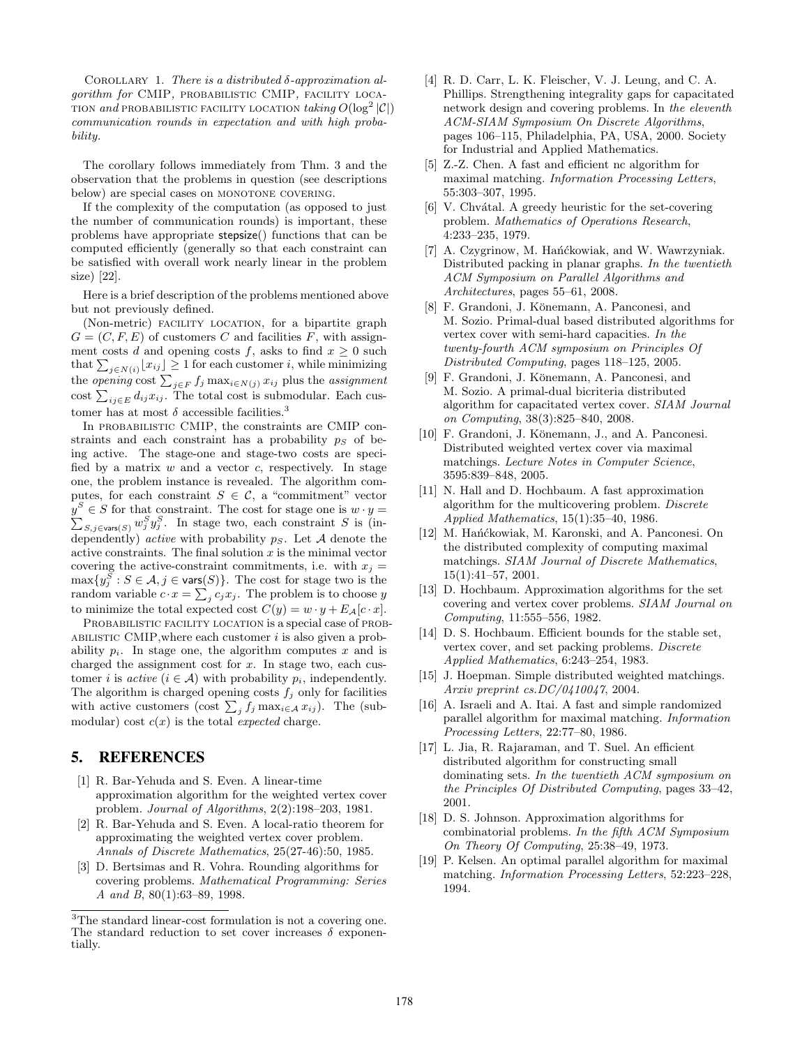Corollary 1. *There is a distributed $\delta$-approximation algorithm for* CMIP, probabilistic CMIP, facility location *and* probabilistic facility location *taking $O(\log^2 |\mathcal{C}|)$ communication rounds in expectation and with high probability.*

The corollary follows immediately from Thm. 3 and the observation that the problems in question (see descriptions below) are special cases on monotone covering.

If the complexity of the computation (as opposed to just the number of communication rounds) is important, these problems have appropriate $\mathsf{stepsize}()$ functions that can be computed efficiently (generally so that each constraint can be satisfied with overall work nearly linear in the problem size) [22].

Here is a brief description of the problems mentioned above but not previously defined.

(Non-metric) facility location, for a bipartite graph $G = (C, F, E)$ of customers $C$ and facilities $F$, with assignment costs $d$ and opening costs $f$, asks to find $x \geq 0$ such that $\sum_{j \in N(i)} \lfloor x_{ij} \rfloor \geq 1$ for each customer $i$, while minimizing the *opening* cost $\sum_{j \in F} f_j \max_{i \in N(j)} x_{ij}$ plus the *assignment* cost $\sum_{ij \in E} d_{ij} x_{ij}$. The total cost is submodular. Each customer has at most $\delta$ accessible facilities.[3]

In probabilistic CMIP, the constraints are CMIP constraints and each constraint has a probability $p_S$ of being active. The stage-one and stage-two costs are specified by a matrix $w$ and a vector $c$, respectively. In stage one, the problem instance is revealed. The algorithm computes, for each constraint $S \in \mathcal{C}$, a "commitment" vector $y^S \in S$ for that constraint. The cost for stage one is $w \cdot y = \sum_{S, j \in \mathsf{vars}(S)} w_j^S y_j^S$. In stage two, each constraint $S$ is (independently) *active* with probability $p_S$. Let $\mathcal{A}$ denote the active constraints. The final solution $x$ is the minimal vector covering the active-constraint commitments, i.e. with $x_j = \max\{y_j^S : S \in \mathcal{A}, j \in \mathsf{vars}(S)\}$. The cost for stage two is the random variable $c \cdot x = \sum_j c_j x_j$. The problem is to choose $y$ to minimize the total expected cost $C(y) = w \cdot y + E_{\mathcal{A}}[c \cdot x]$.

Probabilistic facility location is a special case of probabilistic CMIP, where each customer $i$ is also given a probability $p_i$. In stage one, the algorithm computes $x$ and is charged the assignment cost for $x$. In stage two, each customer $i$ is *active* ($i \in \mathcal{A}$) with probability $p_i$, independently. The algorithm is charged opening costs $f_j$ only for facilities with active customers (cost $\sum_j f_j \max_{i \in \mathcal{A}} x_{ij}$). The (submodular) cost $c(x)$ is the total *expected* charge.

[3]The standard linear-cost formulation is not a covering one. The standard reduction to set cover increases $\delta$ exponentially.

## 5. REFERENCES

[1] R. Bar-Yehuda and S. Even. A linear-time approximation algorithm for the weighted vertex cover problem. *Journal of Algorithms*, 2(2):198–203, 1981.

[2] R. Bar-Yehuda and S. Even. A local-ratio theorem for approximating the weighted vertex cover problem. *Annals of Discrete Mathematics*, 25(27-46):50, 1985.

[3] D. Bertsimas and R. Vohra. Rounding algorithms for covering problems. *Mathematical Programming: Series A and B*, 80(1):63–89, 1998.

[4] R. D. Carr, L. K. Fleischer, V. J. Leung, and C. A. Phillips. Strengthening integrality gaps for capacitated network design and covering problems. In *the eleventh ACM-SIAM Symposium On Discrete Algorithms*, pages 106–115, Philadelphia, PA, USA, 2000. Society for Industrial and Applied Mathematics.

[5] Z.-Z. Chen. A fast and efficient nc algorithm for maximal matching. *Information Processing Letters*, 55:303–307, 1995.

[6] V. Chvátal. A greedy heuristic for the set-covering problem. *Mathematics of Operations Research*, 4:233–235, 1979.

[7] A. Czygrinow, M. Hańćkowiak, and W. Wawrzyniak. Distributed packing in planar graphs. *In the twentieth ACM Symposium on Parallel Algorithms and Architectures*, pages 55–61, 2008.

[8] F. Grandoni, J. Könemann, A. Panconesi, and M. Sozio. Primal-dual based distributed algorithms for vertex cover with semi-hard capacities. *In the twenty-fourth ACM symposium on Principles Of Distributed Computing*, pages 118–125, 2005.

[9] F. Grandoni, J. Könemann, A. Panconesi, and M. Sozio. A primal-dual bicriteria distributed algorithm for capacitated vertex cover. *SIAM Journal on Computing*, 38(3):825–840, 2008.

[10] F. Grandoni, J. Könemann, J., and A. Panconesi. Distributed weighted vertex cover via maximal matchings. *Lecture Notes in Computer Science*, 3595:839–848, 2005.

[11] N. Hall and D. Hochbaum. A fast approximation algorithm for the multicovering problem. *Discrete Applied Mathematics*, 15(1):35–40, 1986.

[12] M. Hańćkowiak, M. Karonski, and A. Panconesi. On the distributed complexity of computing maximal matchings. *SIAM Journal of Discrete Mathematics*, 15(1):41–57, 2001.

[13] D. Hochbaum. Approximation algorithms for the set covering and vertex cover problems. *SIAM Journal on Computing*, 11:555–556, 1982.

[14] D. S. Hochbaum. Efficient bounds for the stable set, vertex cover, and set packing problems. *Discrete Applied Mathematics*, 6:243–254, 1983.

[15] J. Hoepman. Simple distributed weighted matchings. *Arxiv preprint cs.DC/0410047*, 2004.

[16] A. Israeli and A. Itai. A fast and simple randomized parallel algorithm for maximal matching. *Information Processing Letters*, 22:77–80, 1986.

[17] L. Jia, R. Rajaraman, and T. Suel. An efficient distributed algorithm for constructing small dominating sets. *In the twentieth ACM symposium on the Principles Of Distributed Computing*, pages 33–42, 2001.

[18] D. S. Johnson. Approximation algorithms for combinatorial problems. *In the fifth ACM Symposium On Theory Of Computing*, 25:38–49, 1973.

[19] P. Kelsen. An optimal parallel algorithm for maximal matching. *Information Processing Letters*, 52:223–228, 1994.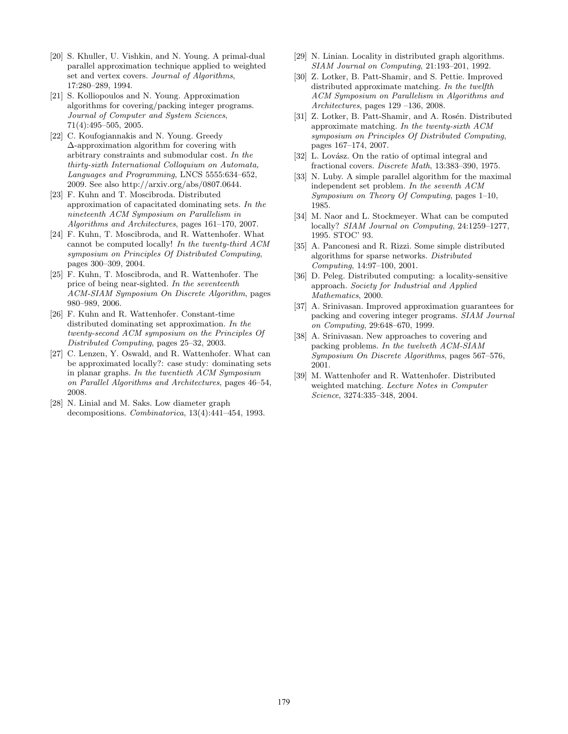[20] S. Khuller, U. Vishkin, and N. Young. A primal-dual parallel approximation technique applied to weighted set and vertex covers. *Journal of Algorithms*, 17:280–289, 1994.

[21] S. Kolliopoulos and N. Young. Approximation algorithms for covering/packing integer programs. *Journal of Computer and System Sciences*, 71(4):495–505, 2005.

[22] C. Koufogiannakis and N. Young. Greedy Δ-approximation algorithm for covering with arbitrary constraints and submodular cost. *In the thirty-sixth International Colloquium on Automata, Languages and Programming*, LNCS 5555:634–652, 2009. See also http://arxiv.org/abs/0807.0644.

[23] F. Kuhn and T. Moscibroda. Distributed approximation of capacitated dominating sets. *In the nineteenth ACM Symposium on Parallelism in Algorithms and Architectures*, pages 161–170, 2007.

[24] F. Kuhn, T. Moscibroda, and R. Wattenhofer. What cannot be computed locally! *In the twenty-third ACM symposium on Principles Of Distributed Computing*, pages 300–309, 2004.

[25] F. Kuhn, T. Moscibroda, and R. Wattenhofer. The price of being near-sighted. *In the seventeenth ACM-SIAM Symposium On Discrete Algorithm*, pages 980–989, 2006.

[26] F. Kuhn and R. Wattenhofer. Constant-time distributed dominating set approximation. *In the twenty-second ACM symposium on the Principles Of Distributed Computing*, pages 25–32, 2003.

[27] C. Lenzen, Y. Oswald, and R. Wattenhofer. What can be approximated locally?: case study: dominating sets in planar graphs. *In the twentieth ACM Symposium on Parallel Algorithms and Architectures*, pages 46–54, 2008.

[28] N. Linial and M. Saks. Low diameter graph decompositions. *Combinatorica*, 13(4):441–454, 1993.

[29] N. Linian. Locality in distributed graph algorithms. *SIAM Journal on Computing*, 21:193–201, 1992.

[30] Z. Lotker, B. Patt-Shamir, and S. Pettie. Improved distributed approximate matching. *In the twelfth ACM Symposium on Parallelism in Algorithms and Architectures*, pages 129 –136, 2008.

[31] Z. Lotker, B. Patt-Shamir, and A. Rosén. Distributed approximate matching. *In the twenty-sixth ACM symposium on Principles Of Distributed Computing*, pages 167–174, 2007.

[32] L. Lovász. On the ratio of optimal integral and fractional covers. *Discrete Math*, 13:383–390, 1975.

[33] N. Luby. A simple parallel algorithm for the maximal independent set problem. *In the seventh ACM Symposium on Theory Of Computing*, pages 1–10, 1985.

[34] M. Naor and L. Stockmeyer. What can be computed locally? *SIAM Journal on Computing*, 24:1259–1277, 1995. STOC' 93.

[35] A. Panconesi and R. Rizzi. Some simple distributed algorithms for sparse networks. *Distributed Computing*, 14:97–100, 2001.

[36] D. Peleg. Distributed computing: a locality-sensitive approach. *Society for Industrial and Applied Mathematics*, 2000.

[37] A. Srinivasan. Improved approximation guarantees for packing and covering integer programs. *SIAM Journal on Computing*, 29:648–670, 1999.

[38] A. Srinivasan. New approaches to covering and packing problems. *In the twelveth ACM-SIAM Symposium On Discrete Algorithms*, pages 567–576, 2001.

[39] M. Wattenhofer and R. Wattenhofer. Distributed weighted matching. *Lecture Notes in Computer Science*, 3274:335–348, 2004.